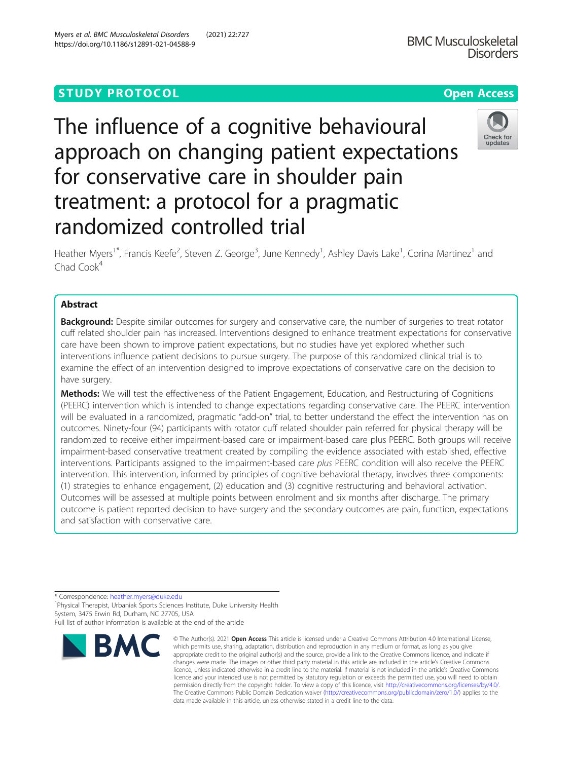STUDY PROTOCOL

Open Access

# The influence of a cognitive behavioural approach on changing patient expectations for conservative care in shoulder pain treatment: a protocol for a pragmatic randomized controlled trial

Heather Myers[1*], Francis Keefe[2], Steven Z. George[3], June Kennedy[1], Ashley Davis Lake[1], Corina Martinez[1] and Chad Cook[4]

## Abstract

**Background:** Despite similar outcomes for surgery and conservative care, the number of surgeries to treat rotator cuff related shoulder pain has increased. Interventions designed to enhance treatment expectations for conservative care have been shown to improve patient expectations, but no studies have yet explored whether such interventions influence patient decisions to pursue surgery. The purpose of this randomized clinical trial is to examine the effect of an intervention designed to improve expectations of conservative care on the decision to have surgery.

**Methods:** We will test the effectiveness of the Patient Engagement, Education, and Restructuring of Cognitions (PEERC) intervention which is intended to change expectations regarding conservative care. The PEERC intervention will be evaluated in a randomized, pragmatic "add-on" trial, to better understand the effect the intervention has on outcomes. Ninety-four (94) participants with rotator cuff related shoulder pain referred for physical therapy will be randomized to receive either impairment-based care or impairment-based care plus PEERC. Both groups will receive impairment-based conservative treatment created by compiling the evidence associated with established, effective interventions. Participants assigned to the impairment-based care *plus* PEERC condition will also receive the PEERC intervention. This intervention, informed by principles of cognitive behavioral therapy, involves three components: (1) strategies to enhance engagement, (2) education and (3) cognitive restructuring and behavioral activation. Outcomes will be assessed at multiple points between enrolment and six months after discharge. The primary outcome is patient reported decision to have surgery and the secondary outcomes are pain, function, expectations and satisfaction with conservative care.

* Correspondence: heather.myers@duke.edu
[1]Physical Therapist, Urbaniak Sports Sciences Institute, Duke University Health System, 3475 Erwin Rd, Durham, NC 27705, USA
Full list of author information is available at the end of the article

© The Author(s). 2021 **Open Access** This article is licensed under a Creative Commons Attribution 4.0 International License, which permits use, sharing, adaptation, distribution and reproduction in any medium or format, as long as you give appropriate credit to the original author(s) and the source, provide a link to the Creative Commons licence, and indicate if changes were made. The images or other third party material in this article are included in the article's Creative Commons licence, unless indicated otherwise in a credit line to the material. If material is not included in the article's Creative Commons licence and your intended use is not permitted by statutory regulation or exceeds the permitted use, you will need to obtain permission directly from the copyright holder. To view a copy of this licence, visit http://creativecommons.org/licenses/by/4.0/. The Creative Commons Public Domain Dedication waiver (http://creativecommons.org/publicdomain/zero/1.0/) applies to the data made available in this article, unless otherwise stated in a credit line to the data.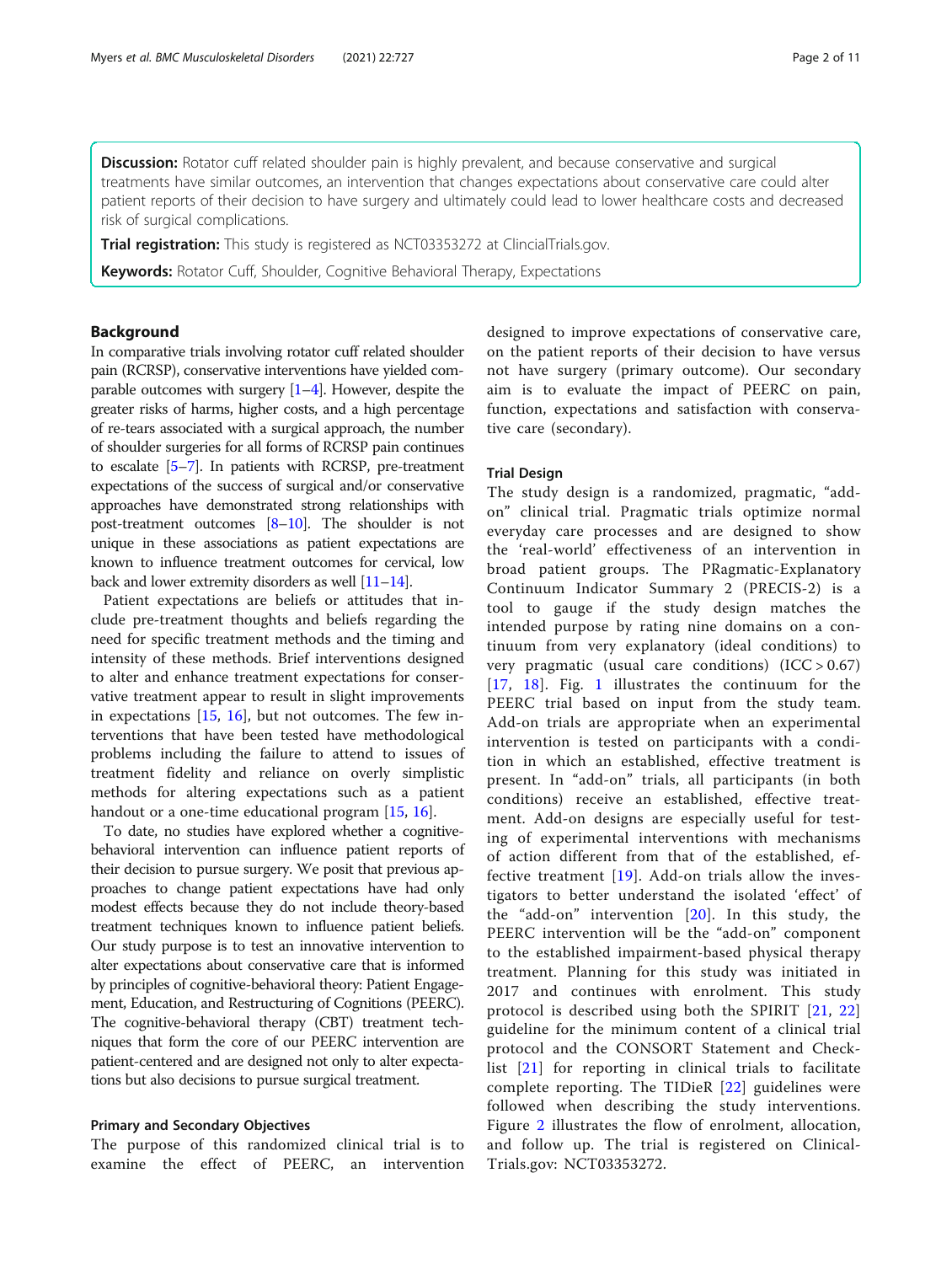**Discussion:** Rotator cuff related shoulder pain is highly prevalent, and because conservative and surgical treatments have similar outcomes, an intervention that changes expectations about conservative care could alter patient reports of their decision to have surgery and ultimately could lead to lower healthcare costs and decreased risk of surgical complications.

**Trial registration:** This study is registered as NCT03353272 at ClincialTrials.gov.

**Keywords:** Rotator Cuff, Shoulder, Cognitive Behavioral Therapy, Expectations

## Background

In comparative trials involving rotator cuff related shoulder pain (RCRSP), conservative interventions have yielded comparable outcomes with surgery [1–4]. However, despite the greater risks of harms, higher costs, and a high percentage of re-tears associated with a surgical approach, the number of shoulder surgeries for all forms of RCRSP pain continues to escalate [5–7]. In patients with RCRSP, pre-treatment expectations of the success of surgical and/or conservative approaches have demonstrated strong relationships with post-treatment outcomes [8–10]. The shoulder is not unique in these associations as patient expectations are known to influence treatment outcomes for cervical, low back and lower extremity disorders as well [11–14].

Patient expectations are beliefs or attitudes that include pre-treatment thoughts and beliefs regarding the need for specific treatment methods and the timing and intensity of these methods. Brief interventions designed to alter and enhance treatment expectations for conservative treatment appear to result in slight improvements in expectations [15, 16], but not outcomes. The few interventions that have been tested have methodological problems including the failure to attend to issues of treatment fidelity and reliance on overly simplistic methods for altering expectations such as a patient handout or a one-time educational program [15, 16].

To date, no studies have explored whether a cognitive-behavioral intervention can influence patient reports of their decision to pursue surgery. We posit that previous approaches to change patient expectations have had only modest effects because they do not include theory-based treatment techniques known to influence patient beliefs. Our study purpose is to test an innovative intervention to alter expectations about conservative care that is informed by principles of cognitive-behavioral theory: Patient Engagement, Education, and Restructuring of Cognitions (PEERC). The cognitive-behavioral therapy (CBT) treatment techniques that form the core of our PEERC intervention are patient-centered and are designed not only to alter expectations but also decisions to pursue surgical treatment.

### Primary and Secondary Objectives

The purpose of this randomized clinical trial is to examine the effect of PEERC, an intervention designed to improve expectations of conservative care, on the patient reports of their decision to have versus not have surgery (primary outcome). Our secondary aim is to evaluate the impact of PEERC on pain, function, expectations and satisfaction with conservative care (secondary).

### Trial Design

The study design is a randomized, pragmatic, "add-on" clinical trial. Pragmatic trials optimize normal everyday care processes and are designed to show the 'real-world' effectiveness of an intervention in broad patient groups. The PRagmatic-Explanatory Continuum Indicator Summary 2 (PRECIS-2) is a tool to gauge if the study design matches the intended purpose by rating nine domains on a continuum from very explanatory (ideal conditions) to very pragmatic (usual care conditions) (ICC > 0.67) [17, 18]. Fig. 1 illustrates the continuum for the PEERC trial based on input from the study team. Add-on trials are appropriate when an experimental intervention is tested on participants with a condition in which an established, effective treatment is present. In "add-on" trials, all participants (in both conditions) receive an established, effective treatment. Add-on designs are especially useful for testing of experimental interventions with mechanisms of action different from that of the established, effective treatment [19]. Add-on trials allow the investigators to better understand the isolated 'effect' of the "add-on" intervention [20]. In this study, the PEERC intervention will be the "add-on" component to the established impairment-based physical therapy treatment. Planning for this study was initiated in 2017 and continues with enrolment. This study protocol is described using both the SPIRIT [21, 22] guideline for the minimum content of a clinical trial protocol and the CONSORT Statement and Checklist [21] for reporting in clinical trials to facilitate complete reporting. The TIDieR [22] guidelines were followed when describing the study interventions. Figure 2 illustrates the flow of enrolment, allocation, and follow up. The trial is registered on ClinicalTrials.gov: NCT03353272.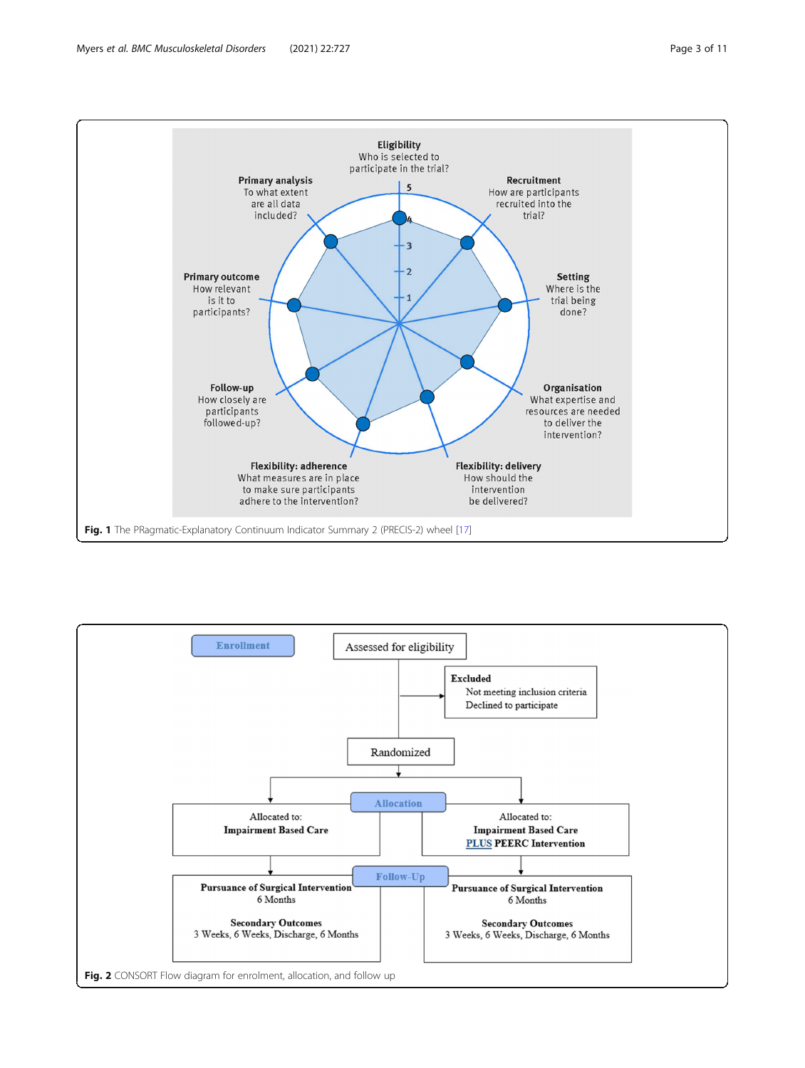Eligibility
Who is selected to participate in the trial?

Recruitment
How are participants recruited into the trial?

Setting
Where is the trial being done?

Organisation
What expertise and resources are needed to deliver the intervention?

Flexibility: delivery
How should the intervention be delivered?

Flexibility: adherence
What measures are in place to make sure participants adhere to the intervention?

Follow-up
How closely are participants followed-up?

Primary outcome
How relevant is it to participants?

Primary analysis
To what extent are all data included?

**Fig. 1** The PRagmatic-Explanatory Continuum Indicator Summary 2 (PRECIS-2) wheel [17]

Enrollment

Assessed for eligibility

Excluded
- Not meeting inclusion criteria
- Declined to participate

Randomized

Allocation

Allocated to: **Impairment Based Care**

Allocated to: **Impairment Based Care PLUS PEERC Intervention**

Follow-Up

**Pursuance of Surgical Intervention**
6 Months

**Secondary Outcomes**
3 Weeks, 6 Weeks, Discharge, 6 Months

**Pursuance of Surgical Intervention**
6 Months

**Secondary Outcomes**
3 Weeks, 6 Weeks, Discharge, 6 Months

**Fig. 2** CONSORT Flow diagram for enrolment, allocation, and follow up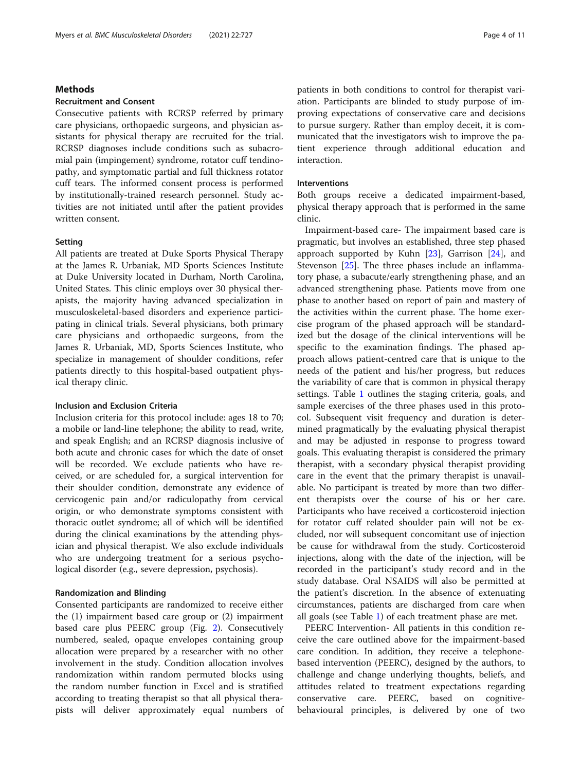## Methods

### Recruitment and Consent

Consecutive patients with RCRSP referred by primary care physicians, orthopaedic surgeons, and physician assistants for physical therapy are recruited for the trial. RCRSP diagnoses include conditions such as subacromial pain (impingement) syndrome, rotator cuff tendinopathy, and symptomatic partial and full thickness rotator cuff tears. The informed consent process is performed by institutionally-trained research personnel. Study activities are not initiated until after the patient provides written consent.

### Setting

All patients are treated at Duke Sports Physical Therapy at the James R. Urbaniak, MD Sports Sciences Institute at Duke University located in Durham, North Carolina, United States. This clinic employs over 30 physical therapists, the majority having advanced specialization in musculoskeletal-based disorders and experience participating in clinical trials. Several physicians, both primary care physicians and orthopaedic surgeons, from the James R. Urbaniak, MD, Sports Sciences Institute, who specialize in management of shoulder conditions, refer patients directly to this hospital-based outpatient physical therapy clinic.

### Inclusion and Exclusion Criteria

Inclusion criteria for this protocol include: ages 18 to 70; a mobile or land-line telephone; the ability to read, write, and speak English; and an RCRSP diagnosis inclusive of both acute and chronic cases for which the date of onset will be recorded. We exclude patients who have received, or are scheduled for, a surgical intervention for their shoulder condition, demonstrate any evidence of cervicogenic pain and/or radiculopathy from cervical origin, or who demonstrate symptoms consistent with thoracic outlet syndrome; all of which will be identified during the clinical examinations by the attending physician and physical therapist. We also exclude individuals who are undergoing treatment for a serious psychological disorder (e.g., severe depression, psychosis).

### Randomization and Blinding

Consented participants are randomized to receive either the (1) impairment based care group or (2) impairment based care plus PEERC group (Fig. 2). Consecutively numbered, sealed, opaque envelopes containing group allocation were prepared by a researcher with no other involvement in the study. Condition allocation involves randomization within random permuted blocks using the random number function in Excel and is stratified according to treating therapist so that all physical therapists will deliver approximately equal numbers of patients in both conditions to control for therapist variation. Participants are blinded to study purpose of improving expectations of conservative care and decisions to pursue surgery. Rather than employ deceit, it is communicated that the investigators wish to improve the patient experience through additional education and interaction.

### Interventions

Both groups receive a dedicated impairment-based, physical therapy approach that is performed in the same clinic.

Impairment-based care- The impairment based care is pragmatic, but involves an established, three step phased approach supported by Kuhn [23], Garrison [24], and Stevenson [25]. The three phases include an inflammatory phase, a subacute/early strengthening phase, and an advanced strengthening phase. Patients move from one phase to another based on report of pain and mastery of the activities within the current phase. The home exercise program of the phased approach will be standardized but the dosage of the clinical interventions will be specific to the examination findings. The phased approach allows patient-centred care that is unique to the needs of the patient and his/her progress, but reduces the variability of care that is common in physical therapy settings. Table 1 outlines the staging criteria, goals, and sample exercises of the three phases used in this protocol. Subsequent visit frequency and duration is determined pragmatically by the evaluating physical therapist and may be adjusted in response to progress toward goals. This evaluating therapist is considered the primary therapist, with a secondary physical therapist providing care in the event that the primary therapist is unavailable. No participant is treated by more than two different therapists over the course of his or her care. Participants who have received a corticosteroid injection for rotator cuff related shoulder pain will not be excluded, nor will subsequent concomitant use of injection be cause for withdrawal from the study. Corticosteroid injections, along with the date of the injection, will be recorded in the participant's study record and in the study database. Oral NSAIDS will also be permitted at the patient's discretion. In the absence of extenuating circumstances, patients are discharged from care when all goals (see Table 1) of each treatment phase are met.

PEERC Intervention- All patients in this condition receive the care outlined above for the impairment-based care condition. In addition, they receive a telephone-based intervention (PEERC), designed by the authors, to challenge and change underlying thoughts, beliefs, and attitudes related to treatment expectations regarding conservative care. PEERC, based on cognitive-behavioural principles, is delivered by one of two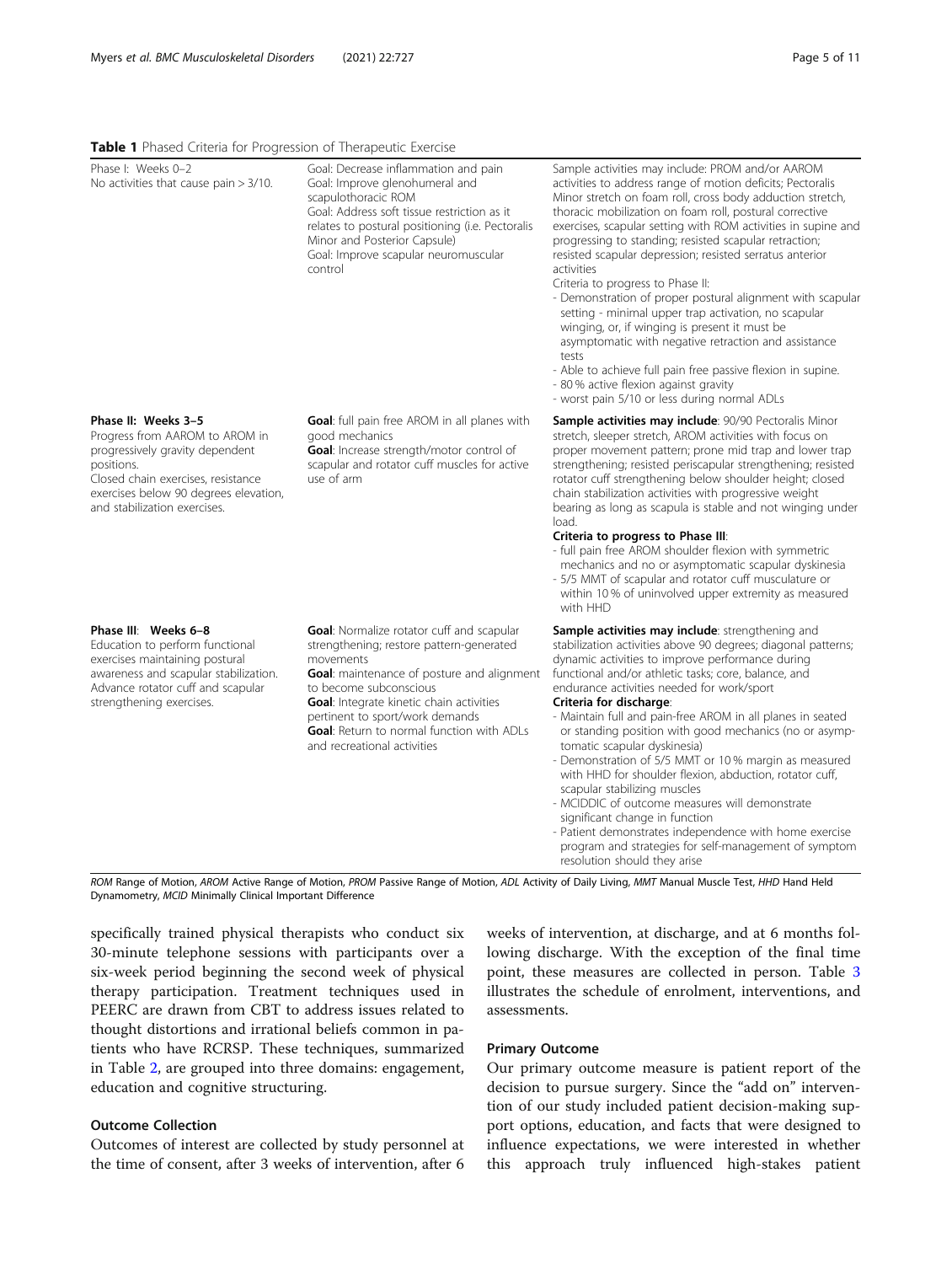**Table 1** Phased Criteria for Progression of Therapeutic Exercise

| | | |
|---|---|---|
| Phase I: Weeks 0–2<br>No activities that cause pain > 3/10. | Goal: Decrease inflammation and pain<br>Goal: Improve glenohumeral and scapulothoracic ROM<br>Goal: Address soft tissue restriction as it relates to postural positioning (i.e. Pectoralis Minor and Posterior Capsule)<br>Goal: Improve scapular neuromuscular control | Sample activities may include: PROM and/or AAROM activities to address range of motion deficits; Pectoralis Minor stretch on foam roll, cross body adduction stretch, thoracic mobilization on foam roll, postural corrective exercises, scapular setting with ROM activities in supine and progressing to standing; resisted scapular retraction; resisted scapular depression; resisted serratus anterior activities<br>Criteria to progress to Phase II:<br>- Demonstration of proper postural alignment with scapular setting - minimal upper trap activation, no scapular winging, or, if winging is present it must be asymptomatic with negative retraction and assistance tests<br>- Able to achieve full pain free passive flexion in supine.<br>- 80 % active flexion against gravity<br>- worst pain 5/10 or less during normal ADLs |
| **Phase II: Weeks 3–5**<br>Progress from AAROM to AROM in progressively gravity dependent positions.<br>Closed chain exercises, resistance exercises below 90 degrees elevation, and stabilization exercises. | **Goal**: full pain free AROM in all planes with good mechanics<br>**Goal**: Increase strength/motor control of scapular and rotator cuff muscles for active use of arm | **Sample activities may include**: 90/90 Pectoralis Minor stretch, sleeper stretch, AROM activities with focus on proper movement pattern; prone mid trap and lower trap strengthening; resisted periscapular strengthening; resisted rotator cuff strengthening below shoulder height; closed chain stabilization activities with progressive weight bearing as long as scapula is stable and not winging under load.<br>**Criteria to progress to Phase III**:<br>- full pain free AROM shoulder flexion with symmetric mechanics and no or asymptomatic scapular dyskinesia<br>- 5/5 MMT of scapular and rotator cuff musculature or within 10 % of uninvolved upper extremity as measured with HHD |
| **Phase III**: **Weeks 6–8**<br>Education to perform functional exercises maintaining postural awareness and scapular stabilization. Advance rotator cuff and scapular strengthening exercises. | **Goal**: Normalize rotator cuff and scapular strengthening; restore pattern-generated movements<br>**Goal**: maintenance of posture and alignment to become subconscious<br>**Goal**: Integrate kinetic chain activities pertinent to sport/work demands<br>**Goal**: Return to normal function with ADLs and recreational activities | **Sample activities may include**: strengthening and stabilization activities above 90 degrees; diagonal patterns; dynamic activities to improve performance during functional and/or athletic tasks; core, balance, and endurance activities needed for work/sport<br>**Criteria for discharge**:<br>- Maintain full and pain-free AROM in all planes in seated or standing position with good mechanics (no or asymptomatic scapular dyskinesia)<br>- Demonstration of 5/5 MMT or 10 % margin as measured with HHD for shoulder flexion, abduction, rotator cuff, scapular stabilizing muscles<br>- MCIDDIC of outcome measures will demonstrate significant change in function<br>- Patient demonstrates independence with home exercise program and strategies for self-management of symptom resolution should they arise |

*ROM* Range of Motion, *AROM* Active Range of Motion, *PROM* Passive Range of Motion, *ADL* Activity of Daily Living, *MMT* Manual Muscle Test, *HHD* Hand Held Dynamometry, *MCID* Minimally Clinical Important Difference

specifically trained physical therapists who conduct six 30-minute telephone sessions with participants over a six-week period beginning the second week of physical therapy participation. Treatment techniques used in PEERC are drawn from CBT to address issues related to thought distortions and irrational beliefs common in patients who have RCRSP. These techniques, summarized in Table 2, are grouped into three domains: engagement, education and cognitive structuring.

### Outcome Collection

Outcomes of interest are collected by study personnel at the time of consent, after 3 weeks of intervention, after 6 weeks of intervention, at discharge, and at 6 months following discharge. With the exception of the final time point, these measures are collected in person. Table 3 illustrates the schedule of enrolment, interventions, and assessments.

### Primary Outcome

Our primary outcome measure is patient report of the decision to pursue surgery. Since the "add on" intervention of our study included patient decision-making support options, education, and facts that were designed to influence expectations, we were interested in whether this approach truly influenced high-stakes patient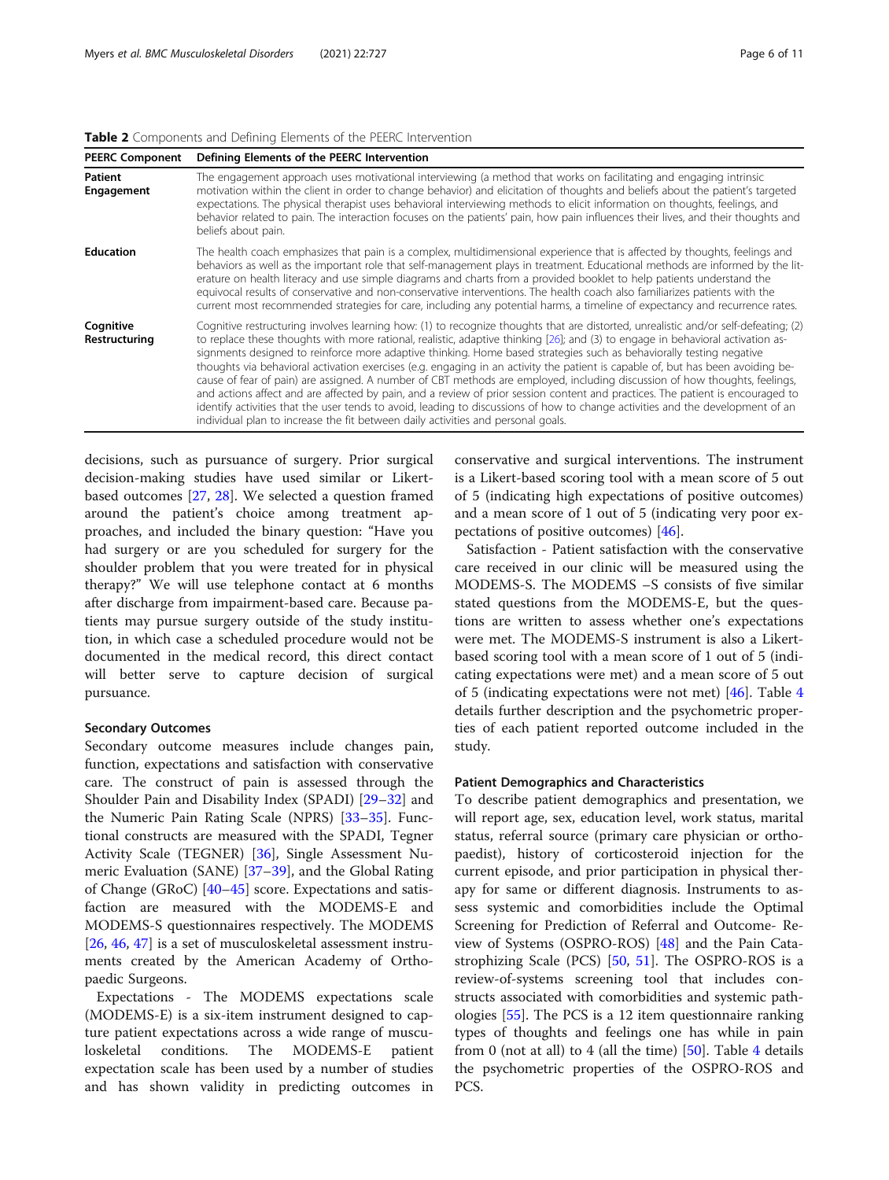**Table 2** Components and Defining Elements of the PEERC Intervention

| PEERC Component | Defining Elements of the PEERC Intervention |
|---|---|
| **Patient Engagement** | The engagement approach uses motivational interviewing (a method that works on facilitating and engaging intrinsic motivation within the client in order to change behavior) and elicitation of thoughts and beliefs about the patient's targeted expectations. The physical therapist uses behavioral interviewing methods to elicit information on thoughts, feelings, and behavior related to pain. The interaction focuses on the patients' pain, how pain influences their lives, and their thoughts and beliefs about pain. |
| **Education** | The health coach emphasizes that pain is a complex, multidimensional experience that is affected by thoughts, feelings and behaviors as well as the important role that self-management plays in treatment. Educational methods are informed by the literature on health literacy and use simple diagrams and charts from a provided booklet to help patients understand the equivocal results of conservative and non-conservative interventions. The health coach also familiarizes patients with the current most recommended strategies for care, including any potential harms, a timeline of expectancy and recurrence rates. |
| **Cognitive Restructuring** | Cognitive restructuring involves learning how: (1) to recognize thoughts that are distorted, unrealistic and/or self-defeating; (2) to replace these thoughts with more rational, realistic, adaptive thinking [26]; and (3) to engage in behavioral activation assignments designed to reinforce more adaptive thinking. Home based strategies such as behaviorally testing negative thoughts via behavioral activation exercises (e.g. engaging in an activity the patient is capable of, but has been avoiding because of fear of pain) are assigned. A number of CBT methods are employed, including discussion of how thoughts, feelings, and actions affect and are affected by pain, and a review of prior session content and practices. The patient is encouraged to identify activities that the user tends to avoid, leading to discussions of how to change activities and the development of an individual plan to increase the fit between daily activities and personal goals. |

decisions, such as pursuance of surgery. Prior surgical decision-making studies have used similar or Likert-based outcomes [27, 28]. We selected a question framed around the patient's choice among treatment approaches, and included the binary question: "Have you had surgery or are you scheduled for surgery for the shoulder problem that you were treated for in physical therapy?" We will use telephone contact at 6 months after discharge from impairment-based care. Because patients may pursue surgery outside of the study institution, in which case a scheduled procedure would not be documented in the medical record, this direct contact will better serve to capture decision of surgical pursuance.

#### Secondary Outcomes

Secondary outcome measures include changes pain, function, expectations and satisfaction with conservative care. The construct of pain is assessed through the Shoulder Pain and Disability Index (SPADI) [29–32] and the Numeric Pain Rating Scale (NPRS) [33–35]. Functional constructs are measured with the SPADI, Tegner Activity Scale (TEGNER) [36], Single Assessment Numeric Evaluation (SANE) [37–39], and the Global Rating of Change (GRoC) [40–45] score. Expectations and satisfaction are measured with the MODEMS-E and MODEMS-S questionnaires respectively. The MODEMS [26, 46, 47] is a set of musculoskeletal assessment instruments created by the American Academy of Orthopaedic Surgeons.

Expectations - The MODEMS expectations scale (MODEMS-E) is a six-item instrument designed to capture patient expectations across a wide range of musculoskeletal conditions. The MODEMS-E patient expectation scale has been used by a number of studies and has shown validity in predicting outcomes in conservative and surgical interventions. The instrument is a Likert-based scoring tool with a mean score of 5 out of 5 (indicating high expectations of positive outcomes) and a mean score of 1 out of 5 (indicating very poor expectations of positive outcomes) [46].

Satisfaction - Patient satisfaction with the conservative care received in our clinic will be measured using the MODEMS-S. The MODEMS –S consists of five similar stated questions from the MODEMS-E, but the questions are written to assess whether one's expectations were met. The MODEMS-S instrument is also a Likert-based scoring tool with a mean score of 1 out of 5 (indicating expectations were met) and a mean score of 5 out of 5 (indicating expectations were not met) [46]. Table 4 details further description and the psychometric properties of each patient reported outcome included in the study.

#### Patient Demographics and Characteristics

To describe patient demographics and presentation, we will report age, sex, education level, work status, marital status, referral source (primary care physician or orthopaedist), history of corticosteroid injection for the current episode, and prior participation in physical therapy for same or different diagnosis. Instruments to assess systemic and comorbidities include the Optimal Screening for Prediction of Referral and Outcome- Review of Systems (OSPRO-ROS) [48] and the Pain Catastrophizing Scale (PCS) [50, 51]. The OSPRO-ROS is a review-of-systems screening tool that includes constructs associated with comorbidities and systemic pathologies [55]. The PCS is a 12 item questionnaire ranking types of thoughts and feelings one has while in pain from 0 (not at all) to 4 (all the time) [50]. Table 4 details the psychometric properties of the OSPRO-ROS and PCS.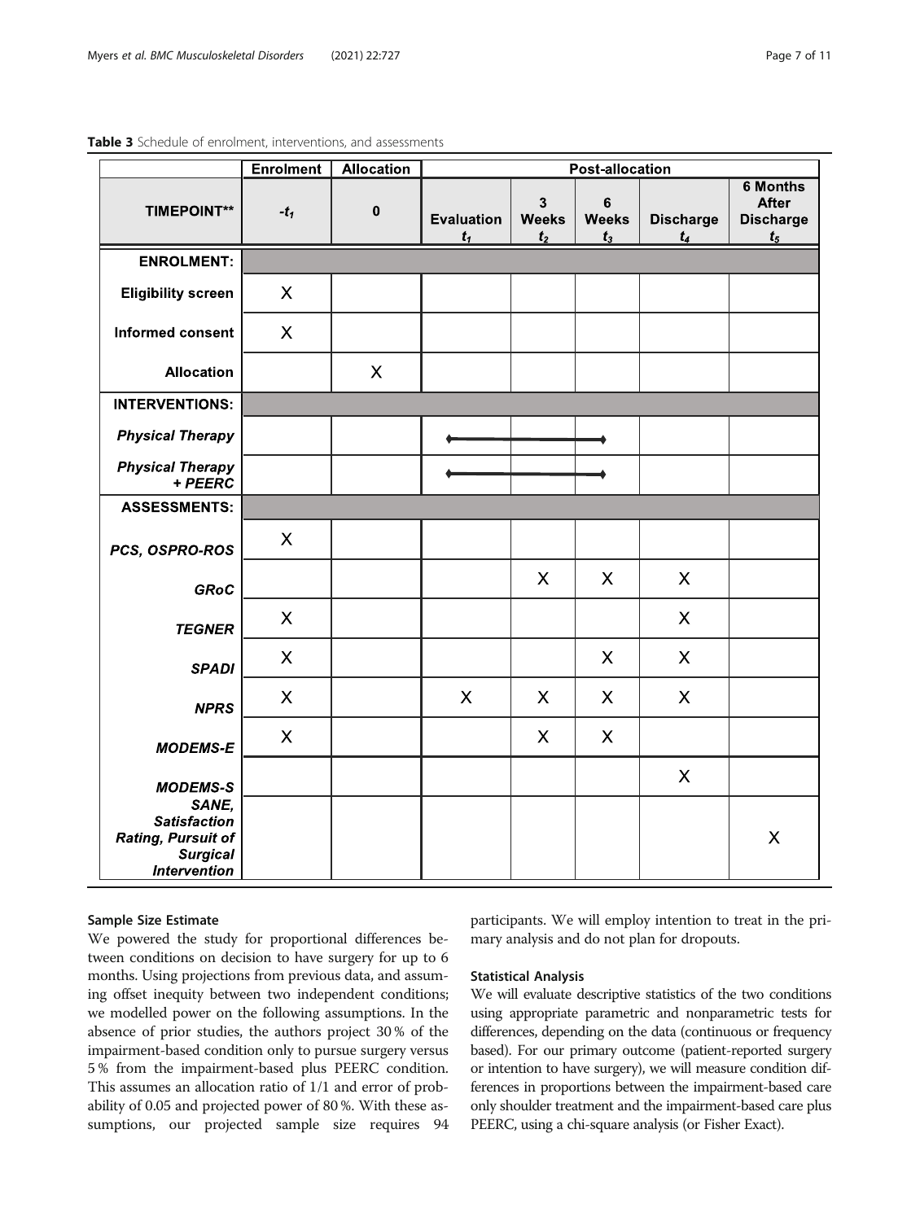**Table 3** Schedule of enrolment, interventions, and assessments

| | Enrolment | Allocation | Post-allocation | | | | |
|---|---|---|---|---|---|---|---|
| **TIMEPOINT**** | $-t_1$ | **0** | **Evaluation** $t_1$ | **3 Weeks** $t_2$ | **6 Weeks** $t_3$ | **Discharge** $t_4$ | **6 Months After Discharge** $t_5$ |
| **ENROLMENT:** | | | | | | | |
| **Eligibility screen** | X | | | | | | |
| **Informed consent** | X | | | | | | |
| **Allocation** | | X | | | | | |
| **INTERVENTIONS:** | | | | | | | |
| ***Physical Therapy*** | | | ◆———— | ———— | ————◆ | | |
| ***Physical Therapy + PEERC*** | | | ◆———— | ———— | ————◆ | | |
| **ASSESSMENTS:** | | | | | | | |
| ***PCS, OSPRO-ROS*** | X | | | | | | |
| ***GRoC*** | | | | X | X | X | |
| ***TEGNER*** | X | | | | | X | |
| ***SPADI*** | X | | | | X | X | |
| ***NPRS*** | X | | X | X | X | X | |
| ***MODEMS-E*** | X | | | X | X | | |
| ***MODEMS-S*** | | | | | | X | |
| ***SANE, Satisfaction Rating, Pursuit of Surgical Intervention*** | | | | | | | X |

### Sample Size Estimate

We powered the study for proportional differences between conditions on decision to have surgery for up to 6 months. Using projections from previous data, and assuming offset inequity between two independent conditions; we modelled power on the following assumptions. In the absence of prior studies, the authors project 30 % of the impairment-based condition only to pursue surgery versus 5 % from the impairment-based plus PEERC condition. This assumes an allocation ratio of 1/1 and error of probability of 0.05 and projected power of 80 %. With these assumptions, our projected sample size requires 94 participants. We will employ intention to treat in the primary analysis and do not plan for dropouts.

### Statistical Analysis

We will evaluate descriptive statistics of the two conditions using appropriate parametric and nonparametric tests for differences, depending on the data (continuous or frequency based). For our primary outcome (patient-reported surgery or intention to have surgery), we will measure condition differences in proportions between the impairment-based care only shoulder treatment and the impairment-based care plus PEERC, using a chi-square analysis (or Fisher Exact).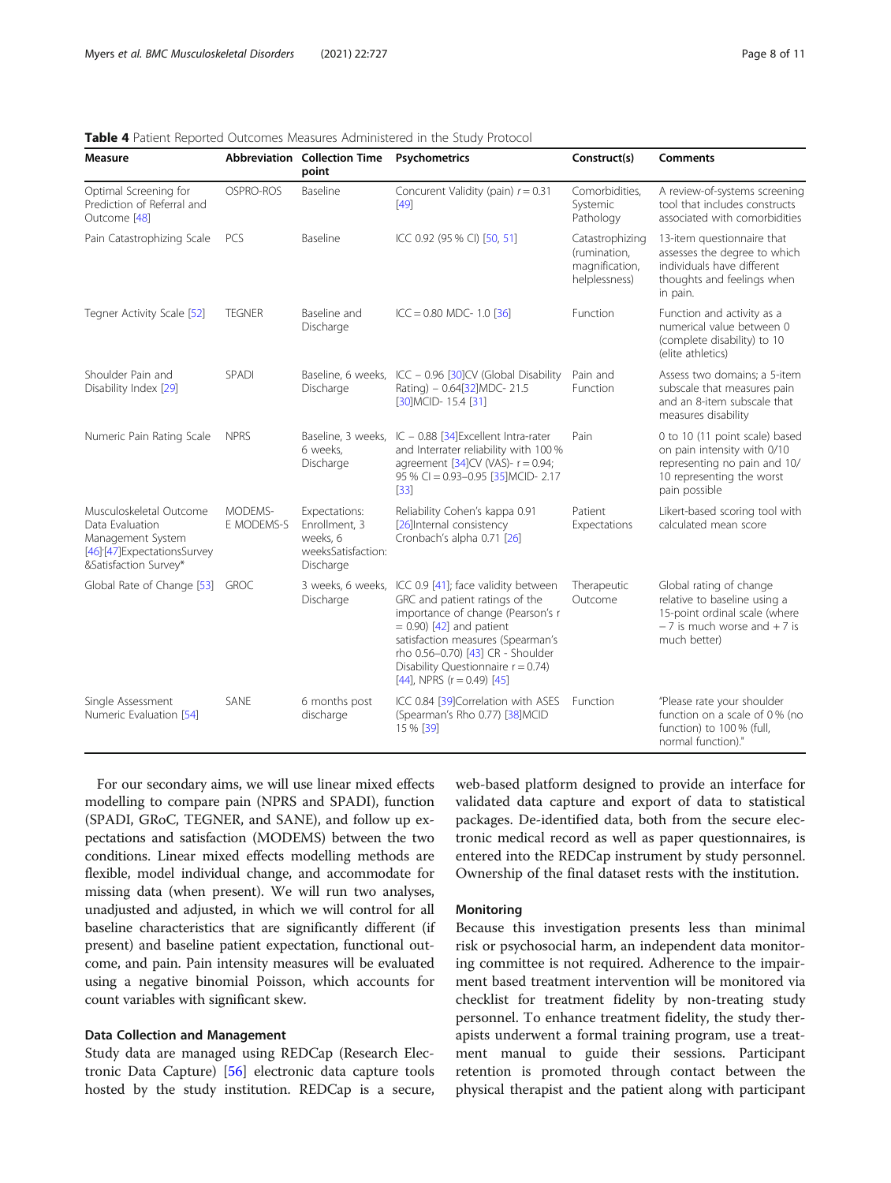**Table 4** Patient Reported Outcomes Measures Administered in the Study Protocol

| Measure | Abbreviation | Collection Time point | Psychometrics | Construct(s) | Comments |
|---|---|---|---|---|---|
| Optimal Screening for Prediction of Referral and Outcome [48] | OSPRO-ROS | Baseline | Concurent Validity (pain) $r = 0.31$ [49] | Comorbidities, Systemic Pathology | A review-of-systems screening tool that includes constructs associated with comorbidities |
| Pain Catastrophizing Scale | PCS | Baseline | ICC 0.92 (95 % CI) [50, 51] | Catastrophizing (rumination, magnification, helplessness) | 13-item questionnaire that assesses the degree to which individuals have different thoughts and feelings when in pain. |
| Tegner Activity Scale [52] | TEGNER | Baseline and Discharge | ICC = 0.80 MDC- 1.0 [36] | Function | Function and activity as a numerical value between 0 (complete disability) to 10 (elite athletics) |
| Shoulder Pain and Disability Index [29] | SPADI | Baseline, 6 weeks, Discharge | ICC – 0.96 [30]CV (Global Disability Rating) – 0.64[32]MDC- 21.5 [30]MCID- 15.4 [31] | Pain and Function | Assess two domains; a 5-item subscale that measures pain and an 8-item subscale that measures disability |
| Numeric Pain Rating Scale | NPRS | Baseline, 3 weeks, 6 weeks, Discharge | IC – 0.88 [34]Excellent Intra-rater and Interrater reliability with 100 % agreement [34]CV (VAS)- r = 0.94; 95 % CI = 0.93–0.95 [35]MCID- 2.17 [33] | Pain | 0 to 10 (11 point scale) based on pain intensity with 0/10 representing no pain and 10/10 representing the worst pain possible |
| Musculoskeletal Outcome Data Evaluation Management System [46][47]ExpectationsSurvey &Satisfaction Survey* | MODEMS-E MODEMS-S | Expectations: Enrollment, 3 weeks, 6 weeksSatisfaction: Discharge | Reliability Cohen's kappa 0.91 [26]Internal consistency Cronbach's alpha 0.71 [26] | Patient Expectations | Likert-based scoring tool with calculated mean score |
| Global Rate of Change [53] | GROC | 3 weeks, 6 weeks, Discharge | ICC 0.9 [41]; face validity between GRC and patient ratings of the importance of change (Pearson's r = 0.90) [42] and patient satisfaction measures (Spearman's rho 0.56–0.70) [43] CR - Shoulder Disability Questionnaire r = 0.74) [44], NPRS (r = 0.49) [45] | Therapeutic Outcome | Global rating of change relative to baseline using a 15-point ordinal scale (where −7 is much worse and + 7 is much better) |
| Single Assessment Numeric Evaluation [54] | SANE | 6 months post discharge | ICC 0.84 [39]Correlation with ASES (Spearman's Rho 0.77) [38]MCID 15 % [39] | Function | "Please rate your shoulder function on a scale of 0 % (no function) to 100 % (full, normal function)." |

For our secondary aims, we will use linear mixed effects modelling to compare pain (NPRS and SPADI), function (SPADI, GRoC, TEGNER, and SANE), and follow up expectations and satisfaction (MODEMS) between the two conditions. Linear mixed effects modelling methods are flexible, model individual change, and accommodate for missing data (when present). We will run two analyses, unadjusted and adjusted, in which we will control for all baseline characteristics that are significantly different (if present) and baseline patient expectation, functional outcome, and pain. Pain intensity measures will be evaluated using a negative binomial Poisson, which accounts for count variables with significant skew.

### Data Collection and Management

Study data are managed using REDCap (Research Electronic Data Capture) [56] electronic data capture tools hosted by the study institution. REDCap is a secure, web-based platform designed to provide an interface for validated data capture and export of data to statistical packages. De-identified data, both from the secure electronic medical record as well as paper questionnaires, is entered into the REDCap instrument by study personnel. Ownership of the final dataset rests with the institution.

### Monitoring

Because this investigation presents less than minimal risk or psychosocial harm, an independent data monitoring committee is not required. Adherence to the impairment based treatment intervention will be monitored via checklist for treatment fidelity by non-treating study personnel. To enhance treatment fidelity, the study therapists underwent a formal training program, use a treatment manual to guide their sessions. Participant retention is promoted through contact between the physical therapist and the patient along with participant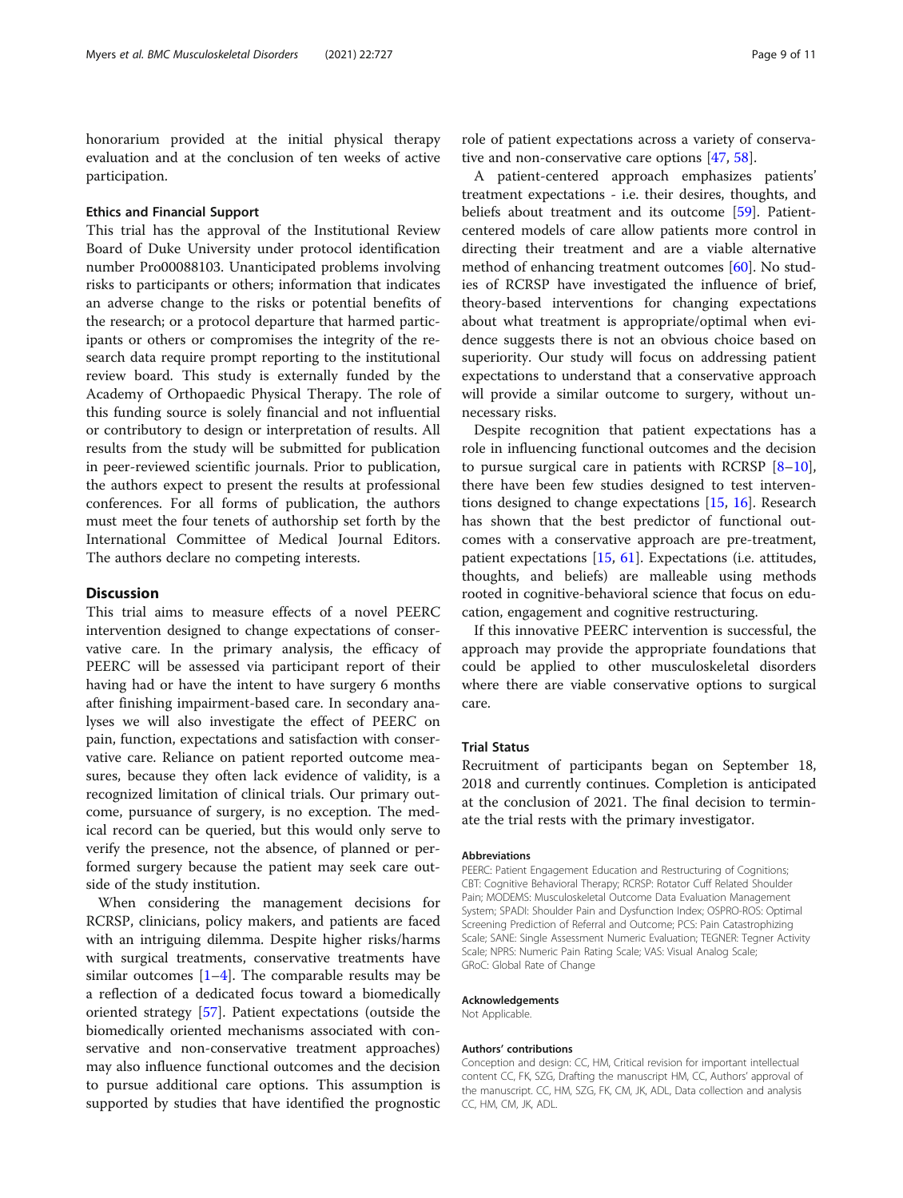honorarium provided at the initial physical therapy evaluation and at the conclusion of ten weeks of active participation.

### Ethics and Financial Support

This trial has the approval of the Institutional Review Board of Duke University under protocol identification number Pro00088103. Unanticipated problems involving risks to participants or others; information that indicates an adverse change to the risks or potential benefits of the research; or a protocol departure that harmed participants or others or compromises the integrity of the research data require prompt reporting to the institutional review board. This study is externally funded by the Academy of Orthopaedic Physical Therapy. The role of this funding source is solely financial and not influential or contributory to design or interpretation of results. All results from the study will be submitted for publication in peer-reviewed scientific journals. Prior to publication, the authors expect to present the results at professional conferences. For all forms of publication, the authors must meet the four tenets of authorship set forth by the International Committee of Medical Journal Editors. The authors declare no competing interests.

## Discussion

This trial aims to measure effects of a novel PEERC intervention designed to change expectations of conservative care. In the primary analysis, the efficacy of PEERC will be assessed via participant report of their having had or have the intent to have surgery 6 months after finishing impairment-based care. In secondary analyses we will also investigate the effect of PEERC on pain, function, expectations and satisfaction with conservative care. Reliance on patient reported outcome measures, because they often lack evidence of validity, is a recognized limitation of clinical trials. Our primary outcome, pursuance of surgery, is no exception. The medical record can be queried, but this would only serve to verify the presence, not the absence, of planned or performed surgery because the patient may seek care outside of the study institution.

When considering the management decisions for RCRSP, clinicians, policy makers, and patients are faced with an intriguing dilemma. Despite higher risks/harms with surgical treatments, conservative treatments have similar outcomes [1–4]. The comparable results may be a reflection of a dedicated focus toward a biomedically oriented strategy [57]. Patient expectations (outside the biomedically oriented mechanisms associated with conservative and non-conservative treatment approaches) may also influence functional outcomes and the decision to pursue additional care options. This assumption is supported by studies that have identified the prognostic role of patient expectations across a variety of conservative and non-conservative care options [47, 58].

A patient-centered approach emphasizes patients' treatment expectations - i.e. their desires, thoughts, and beliefs about treatment and its outcome [59]. Patient-centered models of care allow patients more control in directing their treatment and are a viable alternative method of enhancing treatment outcomes [60]. No studies of RCRSP have investigated the influence of brief, theory-based interventions for changing expectations about what treatment is appropriate/optimal when evidence suggests there is not an obvious choice based on superiority. Our study will focus on addressing patient expectations to understand that a conservative approach will provide a similar outcome to surgery, without unnecessary risks.

Despite recognition that patient expectations has a role in influencing functional outcomes and the decision to pursue surgical care in patients with RCRSP [8–10], there have been few studies designed to test interventions designed to change expectations [15, 16]. Research has shown that the best predictor of functional outcomes with a conservative approach are pre-treatment, patient expectations [15, 61]. Expectations (i.e. attitudes, thoughts, and beliefs) are malleable using methods rooted in cognitive-behavioral science that focus on education, engagement and cognitive restructuring.

If this innovative PEERC intervention is successful, the approach may provide the appropriate foundations that could be applied to other musculoskeletal disorders where there are viable conservative options to surgical care.

### Trial Status

Recruitment of participants began on September 18, 2018 and currently continues. Completion is anticipated at the conclusion of 2021. The final decision to terminate the trial rests with the primary investigator.

#### Abbreviations

PEERC: Patient Engagement Education and Restructuring of Cognitions; CBT: Cognitive Behavioral Therapy; RCRSP: Rotator Cuff Related Shoulder Pain; MODEMS: Musculoskeletal Outcome Data Evaluation Management System; SPADI: Shoulder Pain and Dysfunction Index; OSPRO-ROS: Optimal Screening Prediction of Referral and Outcome; PCS: Pain Catastrophizing Scale; SANE: Single Assessment Numeric Evaluation; TEGNER: Tegner Activity Scale; NPRS: Numeric Pain Rating Scale; VAS: Visual Analog Scale; GRoC: Global Rate of Change

#### Acknowledgements

Not Applicable.

#### Authors' contributions

Conception and design: CC, HM, Critical revision for important intellectual content CC, FK, SZG, Drafting the manuscript HM, CC, Authors' approval of the manuscript. CC, HM, SZG, FK, CM, JK, ADL, Data collection and analysis CC, HM, CM, JK, ADL.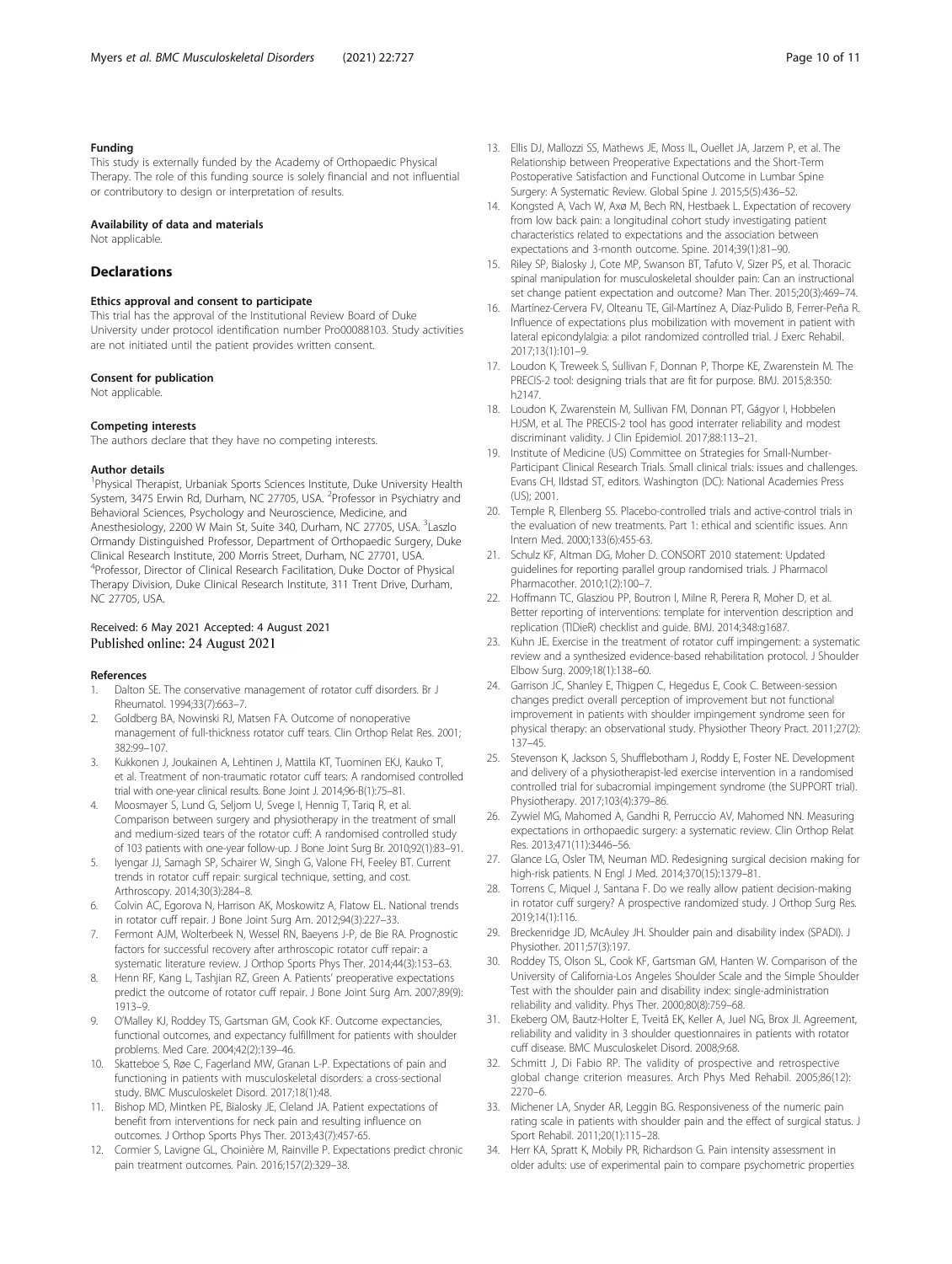#### Funding

This study is externally funded by the Academy of Orthopaedic Physical Therapy. The role of this funding source is solely financial and not influential or contributory to design or interpretation of results.

#### Availability of data and materials

Not applicable.

## Declarations

#### Ethics approval and consent to participate

This trial has the approval of the Institutional Review Board of Duke University under protocol identification number Pro00088103. Study activities are not initiated until the patient provides written consent.

#### Consent for publication

Not applicable.

#### Competing interests

The authors declare that they have no competing interests.

#### Author details

[1]Physical Therapist, Urbaniak Sports Sciences Institute, Duke University Health System, 3475 Erwin Rd, Durham, NC 27705, USA. [2]Professor in Psychiatry and Behavioral Sciences, Psychology and Neuroscience, Medicine, and Anesthesiology, 2200 W Main St, Suite 340, Durham, NC 27705, USA. [3]Laszlo Ormandy Distinguished Professor, Department of Orthopaedic Surgery, Duke Clinical Research Institute, 200 Morris Street, Durham, NC 27701, USA. [4]Professor, Director of Clinical Research Facilitation, Duke Doctor of Physical Therapy Division, Duke Clinical Research Institute, 311 Trent Drive, Durham, NC 27705, USA.

Received: 6 May 2021 Accepted: 4 August 2021
Published online: 24 August 2021

#### References

1. Dalton SE. The conservative management of rotator cuff disorders. Br J Rheumatol. 1994;33(7):663–7.
2. Goldberg BA, Nowinski RJ, Matsen FA. Outcome of nonoperative management of full-thickness rotator cuff tears. Clin Orthop Relat Res. 2001; 382:99–107.
3. Kukkonen J, Joukainen A, Lehtinen J, Mattila KT, Tuominen EKJ, Kauko T, et al. Treatment of non-traumatic rotator cuff tears: A randomised controlled trial with one-year clinical results. Bone Joint J. 2014;96-B(1):75–81.
4. Moosmayer S, Lund G, Seljom U, Svege I, Hennig T, Tariq R, et al. Comparison between surgery and physiotherapy in the treatment of small and medium-sized tears of the rotator cuff: A randomised controlled study of 103 patients with one-year follow-up. J Bone Joint Surg Br. 2010;92(1):83–91.
5. Iyengar JJ, Samagh SP, Schairer W, Singh G, Valone FH, Feeley BT. Current trends in rotator cuff repair: surgical technique, setting, and cost. Arthroscopy. 2014;30(3):284–8.
6. Colvin AC, Egorova N, Harrison AK, Moskowitz A, Flatow EL. National trends in rotator cuff repair. J Bone Joint Surg Am. 2012;94(3):227–33.
7. Fermont AJM, Wolterbeek N, Wessel RN, Baeyens J-P, de Bie RA. Prognostic factors for successful recovery after arthroscopic rotator cuff repair: a systematic literature review. J Orthop Sports Phys Ther. 2014;44(3):153–63.
8. Henn RF, Kang L, Tashjian RZ, Green A. Patients' preoperative expectations predict the outcome of rotator cuff repair. J Bone Joint Surg Am. 2007;89(9): 1913–9.
9. O'Malley KJ, Roddey TS, Gartsman GM, Cook KF. Outcome expectancies, functional outcomes, and expectancy fulfillment for patients with shoulder problems. Med Care. 2004;42(2):139–46.
10. Skatteboe S, Røe C, Fagerland MW, Granan L-P. Expectations of pain and functioning in patients with musculoskeletal disorders: a cross-sectional study. BMC Musculoskelet Disord. 2017;18(1):48.
11. Bishop MD, Mintken PE, Bialosky JE, Cleland JA. Patient expectations of benefit from interventions for neck pain and resulting influence on outcomes. J Orthop Sports Phys Ther. 2013;43(7):457-65.
12. Cormier S, Lavigne GL, Choinière M, Rainville P. Expectations predict chronic pain treatment outcomes. Pain. 2016;157(2):329–38.
13. Ellis DJ, Mallozzi SS, Mathews JE, Moss IL, Ouellet JA, Jarzem P, et al. The Relationship between Preoperative Expectations and the Short-Term Postoperative Satisfaction and Functional Outcome in Lumbar Spine Surgery: A Systematic Review. Global Spine J. 2015;5(5):436–52.
14. Kongsted A, Vach W, Axø M, Bech RN, Hestbaek L. Expectation of recovery from low back pain: a longitudinal cohort study investigating patient characteristics related to expectations and the association between expectations and 3-month outcome. Spine. 2014;39(1):81–90.
15. Riley SP, Bialosky J, Cote MP, Swanson BT, Tafuto V, Sizer PS, et al. Thoracic spinal manipulation for musculoskeletal shoulder pain: Can an instructional set change patient expectation and outcome? Man Ther. 2015;20(3):469–74.
16. Martínez-Cervera FV, Olteanu TE, Gil-Martínez A, Díaz-Pulido B, Ferrer-Peña R. Influence of expectations plus mobilization with movement in patient with lateral epicondylalgia: a pilot randomized controlled trial. J Exerc Rehabil. 2017;13(1):101–9.
17. Loudon K, Treweek S, Sullivan F, Donnan P, Thorpe KE, Zwarenstein M. The PRECIS-2 tool: designing trials that are fit for purpose. BMJ. 2015;8:350: h2147.
18. Loudon K, Zwarenstein M, Sullivan FM, Donnan PT, Gágyor I, Hobbelen HJSM, et al. The PRECIS-2 tool has good interrater reliability and modest discriminant validity. J Clin Epidemiol. 2017;88:113–21.
19. Institute of Medicine (US) Committee on Strategies for Small-Number-Participant Clinical Research Trials. Small clinical trials: issues and challenges. Evans CH, Ildstad ST, editors. Washington (DC): National Academies Press (US); 2001.
20. Temple R, Ellenberg SS. Placebo-controlled trials and active-control trials in the evaluation of new treatments. Part 1: ethical and scientific issues. Ann Intern Med. 2000;133(6):455-63.
21. Schulz KF, Altman DG, Moher D. CONSORT 2010 statement: Updated guidelines for reporting parallel group randomised trials. J Pharmacol Pharmacother. 2010;1(2):100–7.
22. Hoffmann TC, Glasziou PP, Boutron I, Milne R, Perera R, Moher D, et al. Better reporting of interventions: template for intervention description and replication (TIDieR) checklist and guide. BMJ. 2014;348:g1687.
23. Kuhn JE. Exercise in the treatment of rotator cuff impingement: a systematic review and a synthesized evidence-based rehabilitation protocol. J Shoulder Elbow Surg. 2009;18(1):138–60.
24. Garrison JC, Shanley E, Thigpen C, Hegedus E, Cook C. Between-session changes predict overall perception of improvement but not functional improvement in patients with shoulder impingement syndrome seen for physical therapy: an observational study. Physiother Theory Pract. 2011;27(2): 137–45.
25. Stevenson K, Jackson S, Shufflebotham J, Roddy E, Foster NE. Development and delivery of a physiotherapist-led exercise intervention in a randomised controlled trial for subacromial impingement syndrome (the SUPPORT trial). Physiotherapy. 2017;103(4):379–86.
26. Zywiel MG, Mahomed A, Gandhi R, Perruccio AV, Mahomed NN. Measuring expectations in orthopaedic surgery: a systematic review. Clin Orthop Relat Res. 2013;471(11):3446–56.
27. Glance LG, Osler TM, Neuman MD. Redesigning surgical decision making for high-risk patients. N Engl J Med. 2014;370(15):1379–81.
28. Torrens C, Miquel J, Santana F. Do we really allow patient decision-making in rotator cuff surgery? A prospective randomized study. J Orthop Surg Res. 2019;14(1):116.
29. Breckenridge JD, McAuley JH. Shoulder pain and disability index (SPADI). J Physiother. 2011;57(3):197.
30. Roddey TS, Olson SL, Cook KF, Gartsman GM, Hanten W. Comparison of the University of California-Los Angeles Shoulder Scale and the Simple Shoulder Test with the shoulder pain and disability index: single-administration reliability and validity. Phys Ther. 2000;80(8):759–68.
31. Ekeberg OM, Bautz-Holter E, Tveitå EK, Keller A, Juel NG, Brox JI. Agreement, reliability and validity in 3 shoulder questionnaires in patients with rotator cuff disease. BMC Musculoskelet Disord. 2008;9:68.
32. Schmitt J, Di Fabio RP. The validity of prospective and retrospective global change criterion measures. Arch Phys Med Rehabil. 2005;86(12): 2270–6.
33. Michener LA, Snyder AR, Leggin BG. Responsiveness of the numeric pain rating scale in patients with shoulder pain and the effect of surgical status. J Sport Rehabil. 2011;20(1):115–28.
34. Herr KA, Spratt K, Mobily PR, Richardson G. Pain intensity assessment in older adults: use of experimental pain to compare psychometric properties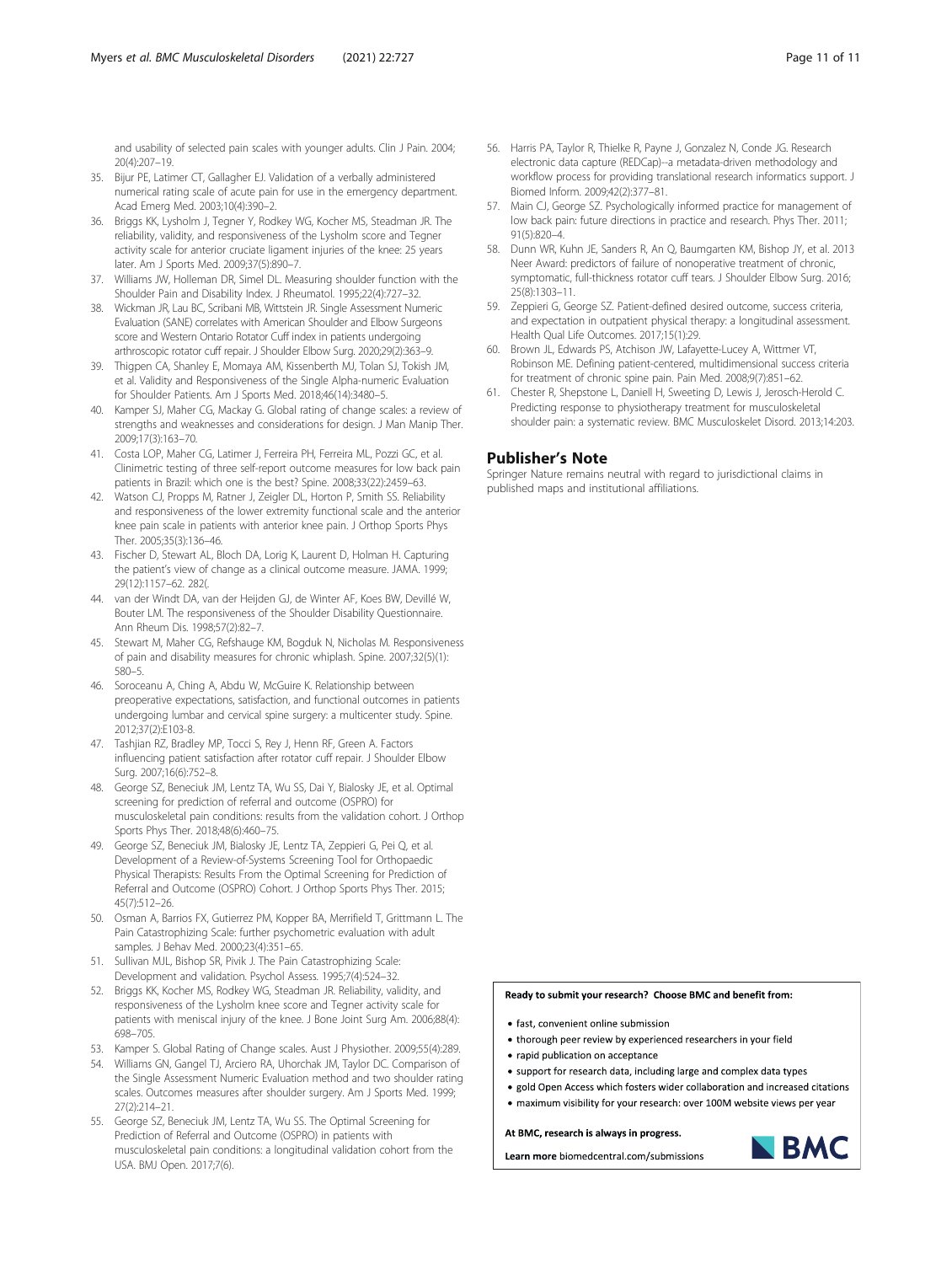and usability of selected pain scales with younger adults. Clin J Pain. 2004; 20(4):207–19.

35. Bijur PE, Latimer CT, Gallagher EJ. Validation of a verbally administered numerical rating scale of acute pain for use in the emergency department. Acad Emerg Med. 2003;10(4):390–2.
36. Briggs KK, Lysholm J, Tegner Y, Rodkey WG, Kocher MS, Steadman JR. The reliability, validity, and responsiveness of the Lysholm score and Tegner activity scale for anterior cruciate ligament injuries of the knee: 25 years later. Am J Sports Med. 2009;37(5):890–7.
37. Williams JW, Holleman DR, Simel DL. Measuring shoulder function with the Shoulder Pain and Disability Index. J Rheumatol. 1995;22(4):727–32.
38. Wickman JR, Lau BC, Scribani MB, Wittstein JR. Single Assessment Numeric Evaluation (SANE) correlates with American Shoulder and Elbow Surgeons score and Western Ontario Rotator Cuff index in patients undergoing arthroscopic rotator cuff repair. J Shoulder Elbow Surg. 2020;29(2):363–9.
39. Thigpen CA, Shanley E, Momaya AM, Kissenberth MJ, Tolan SJ, Tokish JM, et al. Validity and Responsiveness of the Single Alpha-numeric Evaluation for Shoulder Patients. Am J Sports Med. 2018;46(14):3480–5.
40. Kamper SJ, Maher CG, Mackay G. Global rating of change scales: a review of strengths and weaknesses and considerations for design. J Man Manip Ther. 2009;17(3):163–70.
41. Costa LOP, Maher CG, Latimer J, Ferreira PH, Ferreira ML, Pozzi GC, et al. Clinimetric testing of three self-report outcome measures for low back pain patients in Brazil: which one is the best? Spine. 2008;33(22):2459–63.
42. Watson CJ, Propps M, Ratner J, Zeigler DL, Horton P, Smith SS. Reliability and responsiveness of the lower extremity functional scale and the anterior knee pain scale in patients with anterior knee pain. J Orthop Sports Phys Ther. 2005;35(3):136–46.
43. Fischer D, Stewart AL, Bloch DA, Lorig K, Laurent D, Holman H. Capturing the patient's view of change as a clinical outcome measure. JAMA. 1999; 29(12):1157–62. 282(.
44. van der Windt DA, van der Heijden GJ, de Winter AF, Koes BW, Devillé W, Bouter LM. The responsiveness of the Shoulder Disability Questionnaire. Ann Rheum Dis. 1998;57(2):82–7.
45. Stewart M, Maher CG, Refshauge KM, Bogduk N, Nicholas M. Responsiveness of pain and disability measures for chronic whiplash. Spine. 2007;32(5)(1): 580–5.
46. Soroceanu A, Ching A, Abdu W, McGuire K. Relationship between preoperative expectations, satisfaction, and functional outcomes in patients undergoing lumbar and cervical spine surgery: a multicenter study. Spine. 2012;37(2):E103-8.
47. Tashjian RZ, Bradley MP, Tocci S, Rey J, Henn RF, Green A. Factors influencing patient satisfaction after rotator cuff repair. J Shoulder Elbow Surg. 2007;16(6):752–8.
48. George SZ, Beneciuk JM, Lentz TA, Wu SS, Dai Y, Bialosky JE, et al. Optimal screening for prediction of referral and outcome (OSPRO) for musculoskeletal pain conditions: results from the validation cohort. J Orthop Sports Phys Ther. 2018;48(6):460–75.
49. George SZ, Beneciuk JM, Bialosky JE, Lentz TA, Zeppieri G, Pei Q, et al. Development of a Review-of-Systems Screening Tool for Orthopaedic Physical Therapists: Results From the Optimal Screening for Prediction of Referral and Outcome (OSPRO) Cohort. J Orthop Sports Phys Ther. 2015; 45(7):512–26.
50. Osman A, Barrios FX, Gutierrez PM, Kopper BA, Merrifield T, Grittmann L. The Pain Catastrophizing Scale: further psychometric evaluation with adult samples. J Behav Med. 2000;23(4):351–65.
51. Sullivan MJL, Bishop SR, Pivik J. The Pain Catastrophizing Scale: Development and validation. Psychol Assess. 1995;7(4):524–32.
52. Briggs KK, Kocher MS, Rodkey WG, Steadman JR. Reliability, validity, and responsiveness of the Lysholm knee score and Tegner activity scale for patients with meniscal injury of the knee. J Bone Joint Surg Am. 2006;88(4): 698–705.
53. Kamper S. Global Rating of Change scales. Aust J Physiother. 2009;55(4):289.
54. Williams GN, Gangel TJ, Arciero RA, Uhorchak JM, Taylor DC. Comparison of the Single Assessment Numeric Evaluation method and two shoulder rating scales. Outcomes measures after shoulder surgery. Am J Sports Med. 1999; 27(2):214–21.
55. George SZ, Beneciuk JM, Lentz TA, Wu SS. The Optimal Screening for Prediction of Referral and Outcome (OSPRO) in patients with musculoskeletal pain conditions: a longitudinal validation cohort from the USA. BMJ Open. 2017;7(6).
56. Harris PA, Taylor R, Thielke R, Payne J, Gonzalez N, Conde JG. Research electronic data capture (REDCap)--a metadata-driven methodology and workflow process for providing translational research informatics support. J Biomed Inform. 2009;42(2):377–81.
57. Main CJ, George SZ. Psychologically informed practice for management of low back pain: future directions in practice and research. Phys Ther. 2011; 91(5):820–4.
58. Dunn WR, Kuhn JE, Sanders R, An Q, Baumgarten KM, Bishop JY, et al. 2013 Neer Award: predictors of failure of nonoperative treatment of chronic, symptomatic, full-thickness rotator cuff tears. J Shoulder Elbow Surg. 2016; 25(8):1303–11.
59. Zeppieri G, George SZ. Patient-defined desired outcome, success criteria, and expectation in outpatient physical therapy: a longitudinal assessment. Health Qual Life Outcomes. 2017;15(1):29.
60. Brown JL, Edwards PS, Atchison JW, Lafayette-Lucey A, Wittmer VT, Robinson ME. Defining patient-centered, multidimensional success criteria for treatment of chronic spine pain. Pain Med. 2008;9(7):851–62.
61. Chester R, Shepstone L, Daniell H, Sweeting D, Lewis J, Jerosch-Herold C. Predicting response to physiotherapy treatment for musculoskeletal shoulder pain: a systematic review. BMC Musculoskelet Disord. 2013;14:203.

## Publisher's Note

Springer Nature remains neutral with regard to jurisdictional claims in published maps and institutional affiliations.

**Ready to submit your research? Choose BMC and benefit from:**

- fast, convenient online submission
- thorough peer review by experienced researchers in your field
- rapid publication on acceptance
- support for research data, including large and complex data types
- gold Open Access which fosters wider collaboration and increased citations
- maximum visibility for your research: over 100M website views per year

**At BMC, research is always in progress.**

**Learn more** biomedcentral.com/submissions

BMC